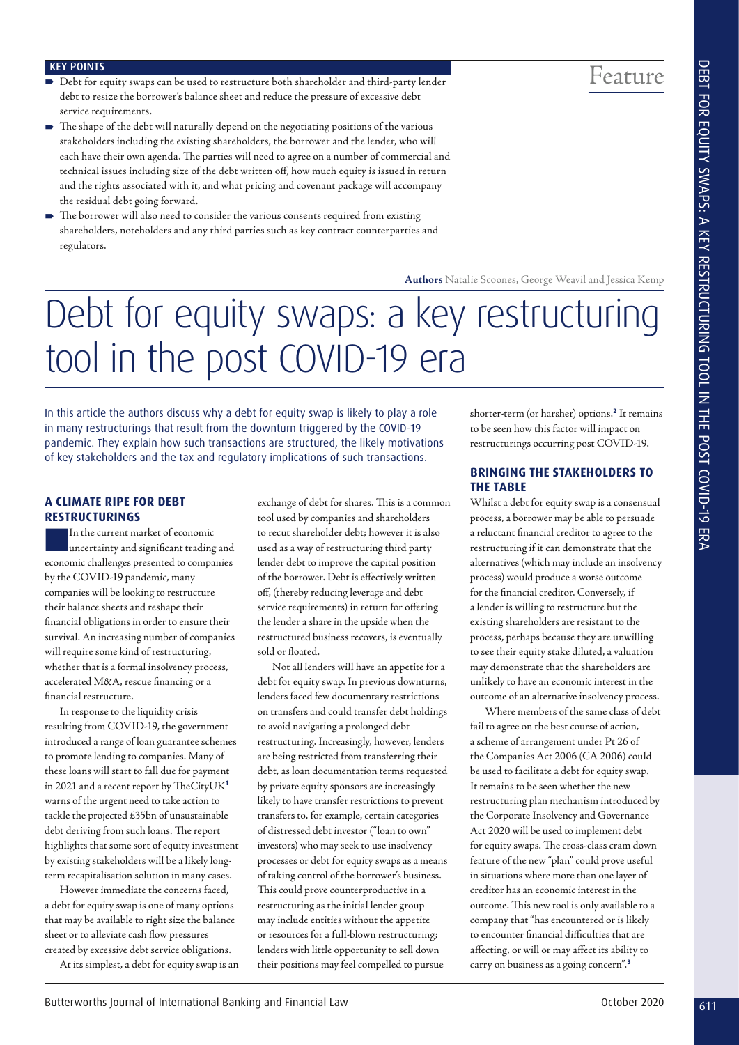## KEY POINTS

- Debt for equity swaps can be used to restructure both shareholder and third-party lender debt to resize the borrower's balance sheet and reduce the pressure of excessive debt service requirements.
- The shape of the debt will naturally depend on the negotiating positions of the various stakeholders including the existing shareholders, the borrower and the lender, who will each have their own agenda. The parties will need to agree on a number of commercial and technical issues including size of the debt written off, how much equity is issued in return and the rights associated with it, and what pricing and covenant package will accompany the residual debt going forward.
- The borrower will also need to consider the various consents required from existing shareholders, noteholders and any third parties such as key contract counterparties and regulators.

Feature

**Authors** Natalie Scoones, George Weavil and Jessica Kemp

# Debt for equity swaps: a key restructuring tool in the post COVID-19 era

In this article the authors discuss why a debt for equity swap is likely to play a role in many restructurings that result from the downturn triggered by the COVID-19 pandemic. They explain how such transactions are structured, the likely motivations of key stakeholders and the tax and regulatory implications of such transactions.

## A CLIMATE RIPE FOR DEBT RESTRUCTURINGS

In the current market of economic uncertainty and significant trading and economic challenges presented to companies by the COVID-19 pandemic, many companies will be looking to restructure their balance sheets and reshape their financial obligations in order to ensure their survival. An increasing number of companies will require some kind of restructuring, whether that is a formal insolvency process, accelerated M&A, rescue financing or a financial restructure.

In response to the liquidity crisis resulting from COVID-19, the government introduced a range of loan guarantee schemes to promote lending to companies. Many of these loans will start to fall due for payment in 2021 and a recent report by TheCityUK[1] warns of the urgent need to take action to tackle the projected £35bn of unsustainable debt deriving from such loans. The report highlights that some sort of equity investment by existing stakeholders will be a likely long-term recapitalisation solution in many cases.

However immediate the concerns faced, a debt for equity swap is one of many options that may be available to right size the balance sheet or to alleviate cash flow pressures created by excessive debt service obligations.

At its simplest, a debt for equity swap is an exchange of debt for shares. This is a common tool used by companies and shareholders to recut shareholder debt; however it is also used as a way of restructuring third party lender debt to improve the capital position of the borrower. Debt is effectively written off, (thereby reducing leverage and debt service requirements) in return for offering the lender a share in the upside when the restructured business recovers, is eventually sold or floated.

Not all lenders will have an appetite for a debt for equity swap. In previous downturns, lenders faced few documentary restrictions on transfers and could transfer debt holdings to avoid navigating a prolonged debt restructuring. Increasingly, however, lenders are being restricted from transferring their debt, as loan documentation terms requested by private equity sponsors are increasingly likely to have transfer restrictions to prevent transfers to, for example, certain categories of distressed debt investor ("loan to own" investors) who may seek to use insolvency processes or debt for equity swaps as a means of taking control of the borrower's business. This could prove counterproductive in a restructuring as the initial lender group may include entities without the appetite or resources for a full-blown restructuring; lenders with little opportunity to sell down their positions may feel compelled to pursue shorter-term (or harsher) options.[2] It remains to be seen how this factor will impact on restructurings occurring post COVID-19.

## BRINGING THE STAKEHOLDERS TO THE TABLE

Whilst a debt for equity swap is a consensual process, a borrower may be able to persuade a reluctant financial creditor to agree to the restructuring if it can demonstrate that the alternatives (which may include an insolvency process) would produce a worse outcome for the financial creditor. Conversely, if a lender is willing to restructure but the existing shareholders are resistant to the process, perhaps because they are unwilling to see their equity stake diluted, a valuation may demonstrate that the shareholders are unlikely to have an economic interest in the outcome of an alternative insolvency process.

Where members of the same class of debt fail to agree on the best course of action, a scheme of arrangement under Pt 26 of the Companies Act 2006 (CA 2006) could be used to facilitate a debt for equity swap. It remains to be seen whether the new restructuring plan mechanism introduced by the Corporate Insolvency and Governance Act 2020 will be used to implement debt for equity swaps. The cross-class cram down feature of the new "plan" could prove useful in situations where more than one layer of creditor has an economic interest in the outcome. This new tool is only available to a company that "has encountered or is likely to encounter financial difficulties that are affecting, or will or may affect its ability to carry on business as a going concern".[3]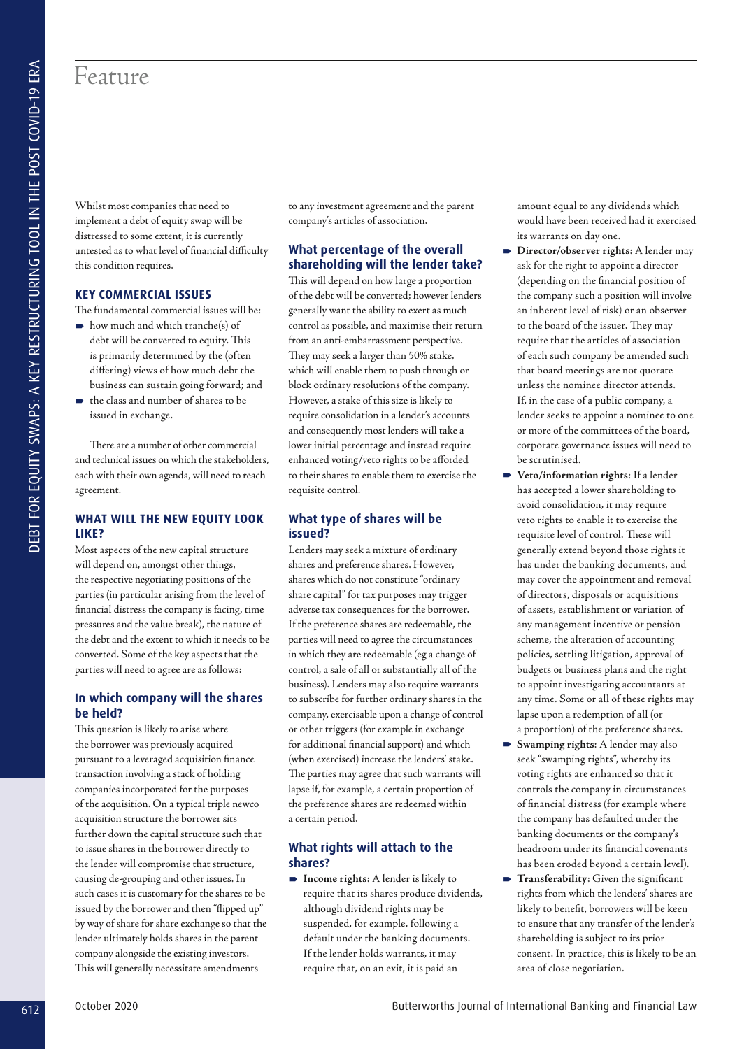Whilst most companies that need to implement a debt of equity swap will be distressed to some extent, it is currently untested as to what level of financial difficulty this condition requires.

## KEY COMMERCIAL ISSUES

The fundamental commercial issues will be:

- how much and which tranche(s) of debt will be converted to equity. This is primarily determined by the (often differing) views of how much debt the business can sustain going forward; and
- the class and number of shares to be issued in exchange.

There are a number of other commercial and technical issues on which the stakeholders, each with their own agenda, will need to reach agreement.

## WHAT WILL THE NEW EQUITY LOOK LIKE?

Most aspects of the new capital structure will depend on, amongst other things, the respective negotiating positions of the parties (in particular arising from the level of financial distress the company is facing, time pressures and the value break), the nature of the debt and the extent to which it needs to be converted. Some of the key aspects that the parties will need to agree are as follows:

### In which company will the shares be held?

This question is likely to arise where the borrower was previously acquired pursuant to a leveraged acquisition finance transaction involving a stack of holding companies incorporated for the purposes of the acquisition. On a typical triple newco acquisition structure the borrower sits further down the capital structure such that to issue shares in the borrower directly to the lender will compromise that structure, causing de-grouping and other issues. In such cases it is customary for the shares to be issued by the borrower and then "flipped up" by way of share for share exchange so that the lender ultimately holds shares in the parent company alongside the existing investors. This will generally necessitate amendments to any investment agreement and the parent company's articles of association.

### What percentage of the overall shareholding will the lender take?

This will depend on how large a proportion of the debt will be converted; however lenders generally want the ability to exert as much control as possible, and maximise their return from an anti-embarrassment perspective. They may seek a larger than 50% stake, which will enable them to push through or block ordinary resolutions of the company. However, a stake of this size is likely to require consolidation in a lender's accounts and consequently most lenders will take a lower initial percentage and instead require enhanced voting/veto rights to be afforded to their shares to enable them to exercise the requisite control.

### What type of shares will be issued?

Lenders may seek a mixture of ordinary shares and preference shares. However, shares which do not constitute "ordinary share capital" for tax purposes may trigger adverse tax consequences for the borrower. If the preference shares are redeemable, the parties will need to agree the circumstances in which they are redeemable (eg a change of control, a sale of all or substantially all of the business). Lenders may also require warrants to subscribe for further ordinary shares in the company, exercisable upon a change of control or other triggers (for example in exchange for additional financial support) and which (when exercised) increase the lenders' stake. The parties may agree that such warrants will lapse if, for example, a certain proportion of the preference shares are redeemed within a certain period.

### What rights will attach to the shares?

- **Income rights**: A lender is likely to require that its shares produce dividends, although dividend rights may be suspended, for example, following a default under the banking documents. If the lender holds warrants, it may require that, on an exit, it is paid an amount equal to any dividends which would have been received had it exercised its warrants on day one.
- **Director/observer rights**: A lender may ask for the right to appoint a director (depending on the financial position of the company such a position will involve an inherent level of risk) or an observer to the board of the issuer. They may require that the articles of association of each such company be amended such that board meetings are not quorate unless the nominee director attends. If, in the case of a public company, a lender seeks to appoint a nominee to one or more of the committees of the board, corporate governance issues will need to be scrutinised.
- **Veto/information rights**: If a lender has accepted a lower shareholding to avoid consolidation, it may require veto rights to enable it to exercise the requisite level of control. These will generally extend beyond those rights it has under the banking documents, and may cover the appointment and removal of directors, disposals or acquisitions of assets, establishment or variation of any management incentive or pension scheme, the alteration of accounting policies, settling litigation, approval of budgets or business plans and the right to appoint investigating accountants at any time. Some or all of these rights may lapse upon a redemption of all (or a proportion) of the preference shares.
- **Swamping rights**: A lender may also seek "swamping rights", whereby its voting rights are enhanced so that it controls the company in circumstances of financial distress (for example where the company has defaulted under the banking documents or the company's headroom under its financial covenants has been eroded beyond a certain level).
- **Transferability**: Given the significant rights from which the lenders' shares are likely to benefit, borrowers will be keen to ensure that any transfer of the lender's shareholding is subject to its prior consent. In practice, this is likely to be an area of close negotiation.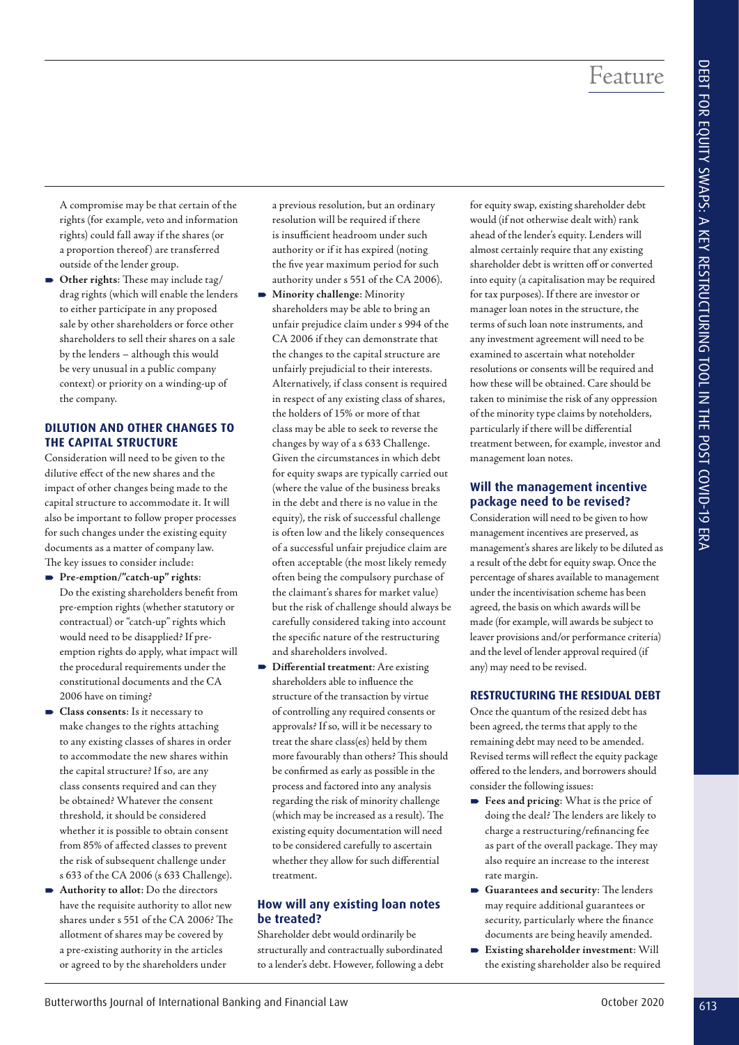A compromise may be that certain of the rights (for example, veto and information rights) could fall away if the shares (or a proportion thereof) are transferred outside of the lender group.

- **Other rights**: These may include tag/drag rights (which will enable the lenders to either participate in any proposed sale by other shareholders or force other shareholders to sell their shares on a sale by the lenders – although this would be very unusual in a public company context) or priority on a winding-up of the company.

## DILUTION AND OTHER CHANGES TO THE CAPITAL STRUCTURE

Consideration will need to be given to the dilutive effect of the new shares and the impact of other changes being made to the capital structure to accommodate it. It will also be important to follow proper processes for such changes under the existing equity documents as a matter of company law. The key issues to consider include:

- **Pre-emption/"catch-up" rights**: Do the existing shareholders benefit from pre-emption rights (whether statutory or contractual) or "catch-up" rights which would need to be disapplied? If pre-emption rights do apply, what impact will the procedural requirements under the constitutional documents and the CA 2006 have on timing?
- **Class consents**: Is it necessary to make changes to the rights attaching to any existing classes of shares in order to accommodate the new shares within the capital structure? If so, are any class consents required and can they be obtained? Whatever the consent threshold, it should be considered whether it is possible to obtain consent from 85% of affected classes to prevent the risk of subsequent challenge under s 633 of the CA 2006 (s 633 Challenge).
- **Authority to allot**: Do the directors have the requisite authority to allot new shares under s 551 of the CA 2006? The allotment of shares may be covered by a pre-existing authority in the articles or agreed to by the shareholders under a previous resolution, but an ordinary resolution will be required if there is insufficient headroom under such authority or if it has expired (noting the five year maximum period for such authority under s 551 of the CA 2006).
- **Minority challenge**: Minority shareholders may be able to bring an unfair prejudice claim under s 994 of the CA 2006 if they can demonstrate that the changes to the capital structure are unfairly prejudicial to their interests. Alternatively, if class consent is required in respect of any existing class of shares, the holders of 15% or more of that class may be able to seek to reverse the changes by way of a s 633 Challenge. Given the circumstances in which debt for equity swaps are typically carried out (where the value of the business breaks in the debt and there is no value in the equity), the risk of successful challenge is often low and the likely consequences of a successful unfair prejudice claim are often acceptable (the most likely remedy often being the compulsory purchase of the claimant's shares for market value) but the risk of challenge should always be carefully considered taking into account the specific nature of the restructuring and shareholders involved.
- **Differential treatment**: Are existing shareholders able to influence the structure of the transaction by virtue of controlling any required consents or approvals? If so, will it be necessary to treat the share class(es) held by them more favourably than others? This should be confirmed as early as possible in the process and factored into any analysis regarding the risk of minority challenge (which may be increased as a result). The existing equity documentation will need to be considered carefully to ascertain whether they allow for such differential treatment.

### How will any existing loan notes be treated?

Shareholder debt would ordinarily be structurally and contractually subordinated to a lender's debt. However, following a debt for equity swap, existing shareholder debt would (if not otherwise dealt with) rank ahead of the lender's equity. Lenders will almost certainly require that any existing shareholder debt is written off or converted into equity (a capitalisation may be required for tax purposes). If there are investor or manager loan notes in the structure, the terms of such loan note instruments, and any investment agreement will need to be examined to ascertain what noteholder resolutions or consents will be required and how these will be obtained. Care should be taken to minimise the risk of any oppression of the minority type claims by noteholders, particularly if there will be differential treatment between, for example, investor and management loan notes.

### Will the management incentive package need to be revised?

Consideration will need to be given to how management incentives are preserved, as management's shares are likely to be diluted as a result of the debt for equity swap. Once the percentage of shares available to management under the incentivisation scheme has been agreed, the basis on which awards will be made (for example, will awards be subject to leaver provisions and/or performance criteria) and the level of lender approval required (if any) may need to be revised.

## RESTRUCTURING THE RESIDUAL DEBT

Once the quantum of the resized debt has been agreed, the terms that apply to the remaining debt may need to be amended. Revised terms will reflect the equity package offered to the lenders, and borrowers should consider the following issues:

- **Fees and pricing**: What is the price of doing the deal? The lenders are likely to charge a restructuring/refinancing fee as part of the overall package. They may also require an increase to the interest rate margin.
- **Guarantees and security**: The lenders may require additional guarantees or security, particularly where the finance documents are being heavily amended.
- **Existing shareholder investment**: Will the existing shareholder also be required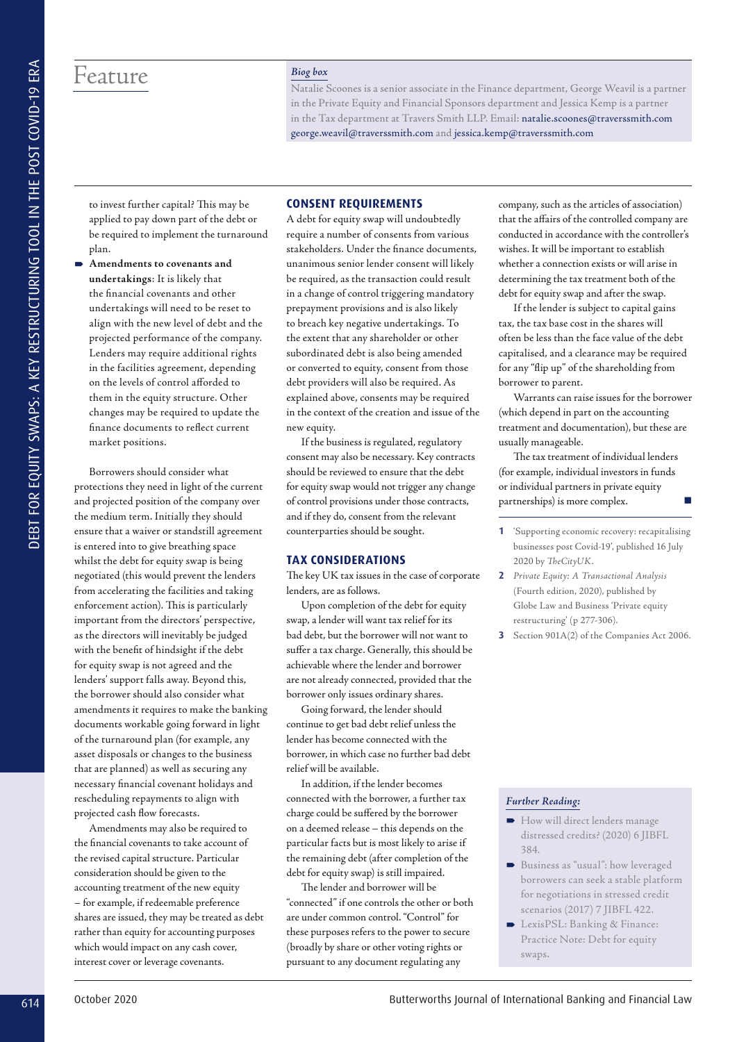Feature

*Biog box*

Natalie Scoones is a senior associate in the Finance department, George Weavil is a partner in the Private Equity and Financial Sponsors department and Jessica Kemp is a partner in the Tax department at Travers Smith LLP. Email: natalie.scoones@traverssmith.com george.weavil@traverssmith.com and jessica.kemp@traverssmith.com

to invest further capital? This may be applied to pay down part of the debt or be required to implement the turnaround plan.

- **Amendments to covenants and undertakings**: It is likely that the financial covenants and other undertakings will need to be reset to align with the new level of debt and the projected performance of the company. Lenders may require additional rights in the facilities agreement, depending on the levels of control afforded to them in the equity structure. Other changes may be required to update the finance documents to reflect current market positions.

Borrowers should consider what protections they need in light of the current and projected position of the company over the medium term. Initially they should ensure that a waiver or standstill agreement is entered into to give breathing space whilst the debt for equity swap is being negotiated (this would prevent the lenders from accelerating the facilities and taking enforcement action). This is particularly important from the directors' perspective, as the directors will inevitably be judged with the benefit of hindsight if the debt for equity swap is not agreed and the lenders' support falls away. Beyond this, the borrower should also consider what amendments it requires to make the banking documents workable going forward in light of the turnaround plan (for example, any asset disposals or changes to the business that are planned) as well as securing any necessary financial covenant holidays and rescheduling repayments to align with projected cash flow forecasts.

Amendments may also be required to the financial covenants to take account of the revised capital structure. Particular consideration should be given to the accounting treatment of the new equity – for example, if redeemable preference shares are issued, they may be treated as debt rather than equity for accounting purposes which would impact on any cash cover, interest cover or leverage covenants.

## CONSENT REQUIREMENTS

A debt for equity swap will undoubtedly require a number of consents from various stakeholders. Under the finance documents, unanimous senior lender consent will likely be required, as the transaction could result in a change of control triggering mandatory prepayment provisions and is also likely to breach key negative undertakings. To the extent that any shareholder or other subordinated debt is also being amended or converted to equity, consent from those debt providers will also be required. As explained above, consents may be required in the context of the creation and issue of the new equity.

If the business is regulated, regulatory consent may also be necessary. Key contracts should be reviewed to ensure that the debt for equity swap would not trigger any change of control provisions under those contracts, and if they do, consent from the relevant counterparties should be sought.

## TAX CONSIDERATIONS

The key UK tax issues in the case of corporate lenders, are as follows.

Upon completion of the debt for equity swap, a lender will want tax relief for its bad debt, but the borrower will not want to suffer a tax charge. Generally, this should be achievable where the lender and borrower are not already connected, provided that the borrower only issues ordinary shares.

Going forward, the lender should continue to get bad debt relief unless the lender has become connected with the borrower, in which case no further bad debt relief will be available.

In addition, if the lender becomes connected with the borrower, a further tax charge could be suffered by the borrower on a deemed release – this depends on the particular facts but is most likely to arise if the remaining debt (after completion of the debt for equity swap) is still impaired.

The lender and borrower will be "connected" if one controls the other or both are under common control. "Control" for these purposes refers to the power to secure (broadly by share or other voting rights or pursuant to any document regulating any company, such as the articles of association) that the affairs of the controlled company are conducted in accordance with the controller's wishes. It will be important to establish whether a connection exists or will arise in determining the tax treatment both of the debt for equity swap and after the swap.

If the lender is subject to capital gains tax, the tax base cost in the shares will often be less than the face value of the debt capitalised, and a clearance may be required for any "flip up" of the shareholding from borrower to parent.

Warrants can raise issues for the borrower (which depend in part on the accounting treatment and documentation), but these are usually manageable.

The tax treatment of individual lenders (for example, individual investors in funds or individual partners in private equity partnerships) is more complex. ■

1. 'Supporting economic recovery: recapitalising businesses post Covid-19', published 16 July 2020 by *TheCityUK*.
2. *Private Equity: A Transactional Analysis* (Fourth edition, 2020), published by Globe Law and Business 'Private equity restructuring' (p 277-306).
3. Section 901A(2) of the Companies Act 2006.

*Further Reading:*

- How will direct lenders manage distressed credits? (2020) 6 JIBFL 384.
- Business as "usual": how leveraged borrowers can seek a stable platform for negotiations in stressed credit scenarios (2017) 7 JIBFL 422.
- LexisPSL: Banking & Finance: Practice Note: Debt for equity swaps.